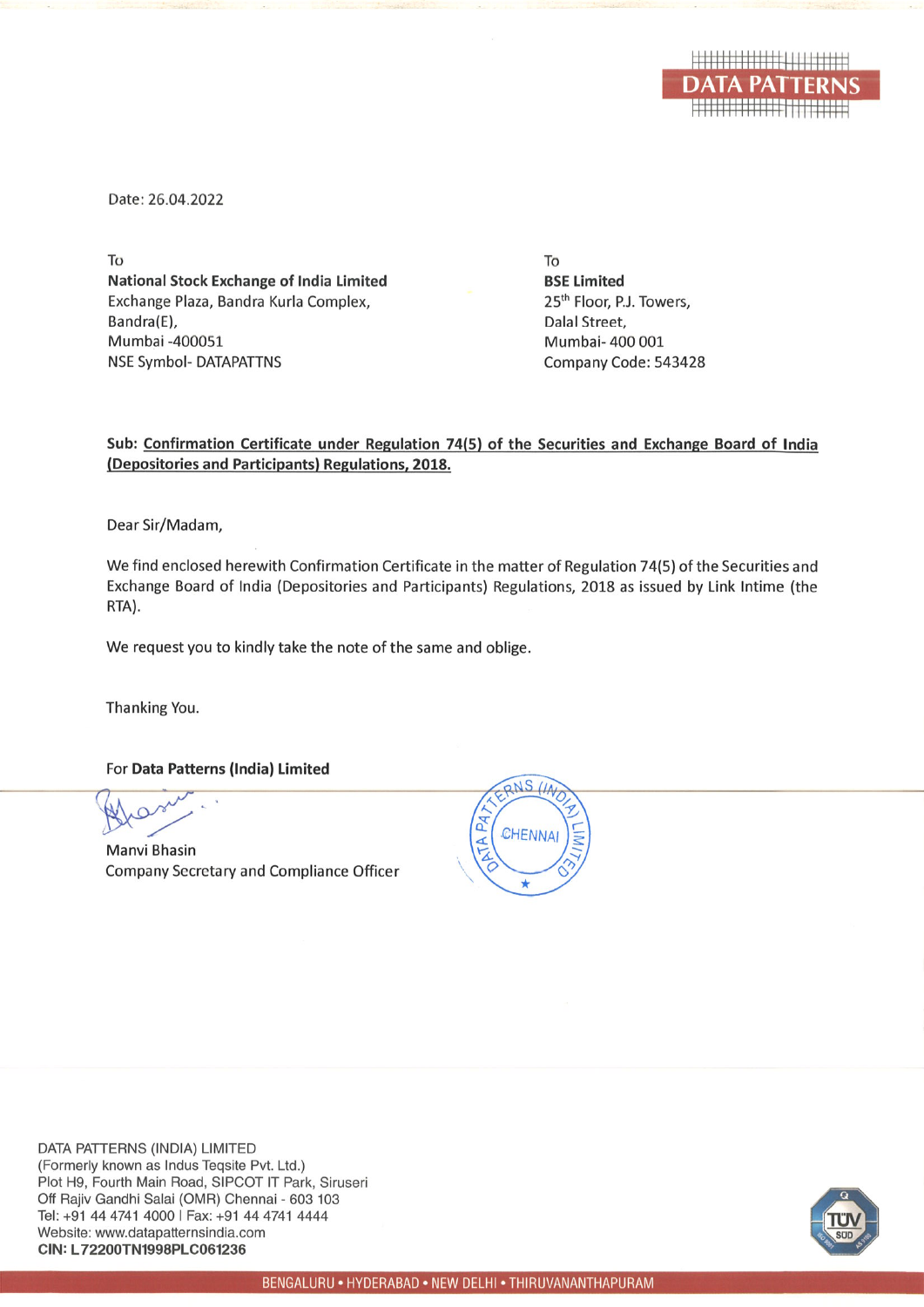Date: 26.04.2022

To
**National Stock Exchange of India Limited**
Exchange Plaza, Bandra Kurla Complex,
Bandra(E),
Mumbai -400051
NSE Symbol- DATAPATTNS

To
**BSE Limited**
25th Floor, P.J. Towers,
Dalal Street,
Mumbai- 400 001
Company Code: 543428

**Sub: Confirmation Certificate under Regulation 74(5) of the Securities and Exchange Board of India (Depositories and Participants) Regulations, 2018.**

Dear Sir/Madam,

We find enclosed herewith Confirmation Certificate in the matter of Regulation 74(5) of the Securities and Exchange Board of India (Depositories and Participants) Regulations, 2018 as issued by Link Intime (the RTA).

We request you to kindly take the note of the same and oblige.

Thanking You.

For **Data Patterns (India) Limited**

Manvi Bhasin
Company Secretary and Compliance Officer

DATA PATTERNS (INDIA) LIMITED
(Formerly known as Indus Teqsite Pvt. Ltd.)
Plot H9, Fourth Main Road, SIPCOT IT Park, Siruseri
Off Rajiv Gandhi Salai (OMR) Chennai - 603 103
Tel: +91 44 4741 4000 | Fax: +91 44 4741 4444
Website: www.datapatternsindia.com
**CIN: L72200TN1998PLC061236**

BENGALURU • HYDERABAD • NEW DELHI • THIRUVANANTHAPURAM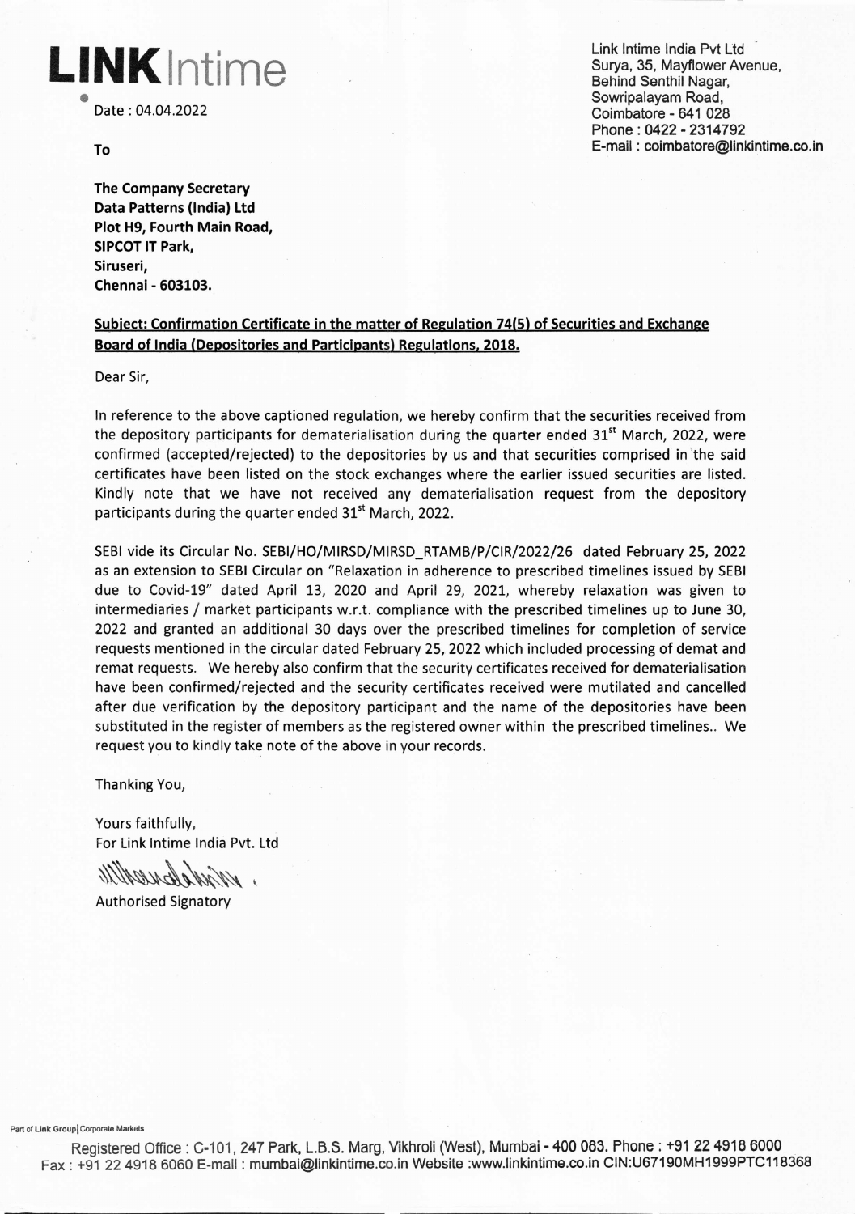**LINK** Intime

Date : 04.04.2022

Link Intime India Pvt Ltd
Surya, 35, Mayflower Avenue,
Behind Senthil Nagar,
Sowripalayam Road,
Coimbatore - 641 028
Phone : 0422 - 2314792
E-mail : coimbatore@linkintime.co.in

**To**

**The Company Secretary**
**Data Patterns (India) Ltd**
**Plot H9, Fourth Main Road,**
**SIPCOT IT Park,**
**Siruseri,**
**Chennai - 603103.**

**Subject: Confirmation Certificate in the matter of Regulation 74(5) of Securities and Exchange Board of India (Depositories and Participants) Regulations, 2018.**

Dear Sir,

In reference to the above captioned regulation, we hereby confirm that the securities received from the depository participants for dematerialisation during the quarter ended 31st March, 2022, were confirmed (accepted/rejected) to the depositories by us and that securities comprised in the said certificates have been listed on the stock exchanges where the earlier issued securities are listed. Kindly note that we have not received any dematerialisation request from the depository participants during the quarter ended 31st March, 2022.

SEBI vide its Circular No. SEBI/HO/MIRSD/MIRSD_RTAMB/P/CIR/2022/26 dated February 25, 2022 as an extension to SEBI Circular on "Relaxation in adherence to prescribed timelines issued by SEBI due to Covid-19" dated April 13, 2020 and April 29, 2021, whereby relaxation was given to intermediaries / market participants w.r.t. compliance with the prescribed timelines up to June 30, 2022 and granted an additional 30 days over the prescribed timelines for completion of service requests mentioned in the circular dated February 25, 2022 which included processing of demat and remat requests. We hereby also confirm that the security certificates received for dematerialisation have been confirmed/rejected and the security certificates received were mutilated and cancelled after due verification by the depository participant and the name of the depositories have been substituted in the register of members as the registered owner within the prescribed timelines.. We request you to kindly take note of the above in your records.

Thanking You,

Yours faithfully,
For Link Intime India Pvt. Ltd

Authorised Signatory

Part of Link Group | Corporate Markets

Registered Office : C-101, 247 Park, L.B.S. Marg, Vikhroli (West), Mumbai - 400 083. Phone : +91 22 4918 6000
Fax : +91 22 4918 6060 E-mail : mumbai@linkintime.co.in Website :www.linkintime.co.in CIN:U67190MH1999PTC118368